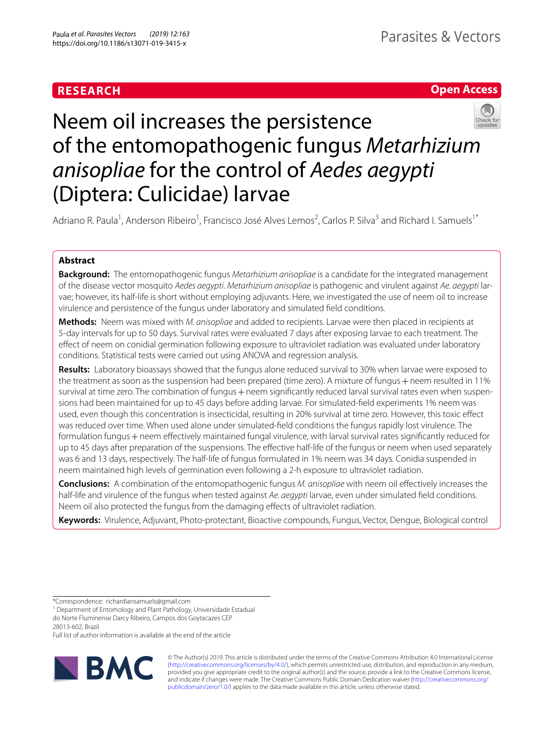RESEARCH

Open Access

# Neem oil increases the persistence of the entomopathogenic fungus *Metarhizium anisopliae* for the control of *Aedes aegypti* (Diptera: Culicidae) larvae

Adriano R. Paula[1], Anderson Ribeiro[1], Francisco José Alves Lemos[2], Carlos P. Silva[3] and Richard I. Samuels[1*]

## Abstract

**Background:** The entomopathogenic fungus *Metarhizium anisopliae* is a candidate for the integrated management of the disease vector mosquito *Aedes aegypti*. *Metarhizium anisopliae* is pathogenic and virulent against *Ae. aegypti* larvae; however, its half-life is short without employing adjuvants. Here, we investigated the use of neem oil to increase virulence and persistence of the fungus under laboratory and simulated field conditions.

**Methods:** Neem was mixed with *M. anisopliae* and added to recipients. Larvae were then placed in recipients at 5-day intervals for up to 50 days. Survival rates were evaluated 7 days after exposing larvae to each treatment. The effect of neem on conidial germination following exposure to ultraviolet radiation was evaluated under laboratory conditions. Statistical tests were carried out using ANOVA and regression analysis.

**Results:** Laboratory bioassays showed that the fungus alone reduced survival to 30% when larvae were exposed to the treatment as soon as the suspension had been prepared (time zero). A mixture of fungus + neem resulted in 11% survival at time zero. The combination of fungus + neem significantly reduced larval survival rates even when suspensions had been maintained for up to 45 days before adding larvae. For simulated-field experiments 1% neem was used, even though this concentration is insecticidal, resulting in 20% survival at time zero. However, this toxic effect was reduced over time. When used alone under simulated-field conditions the fungus rapidly lost virulence. The formulation fungus + neem effectively maintained fungal virulence, with larval survival rates significantly reduced for up to 45 days after preparation of the suspensions. The effective half-life of the fungus or neem when used separately was 6 and 13 days, respectively. The half-life of fungus formulated in 1% neem was 34 days. Conidia suspended in neem maintained high levels of germination even following a 2-h exposure to ultraviolet radiation.

**Conclusions:** A combination of the entomopathogenic fungus *M. anisopliae* with neem oil effectively increases the half-life and virulence of the fungus when tested against *Ae. aegypti* larvae, even under simulated field conditions. Neem oil also protected the fungus from the damaging effects of ultraviolet radiation.

**Keywords:** Virulence, Adjuvant, Photo-protectant, Bioactive compounds, Fungus, Vector, Dengue, Biological control

*Correspondence: richardiansamuels@gmail.com

[1] Department of Entomology and Plant Pathology, Universidade Estadual do Norte Fluminense Darcy Ribeiro, Campos dos Goytacazes CEP 28013-602, Brazil

Full list of author information is available at the end of the article

© The Author(s) 2019. This article is distributed under the terms of the Creative Commons Attribution 4.0 International License (http://creativecommons.org/licenses/by/4.0/), which permits unrestricted use, distribution, and reproduction in any medium, provided you give appropriate credit to the original author(s) and the source, provide a link to the Creative Commons license, and indicate if changes were made. The Creative Commons Public Domain Dedication waiver (http://creativecommons.org/publicdomain/zero/1.0/) applies to the data made available in this article, unless otherwise stated.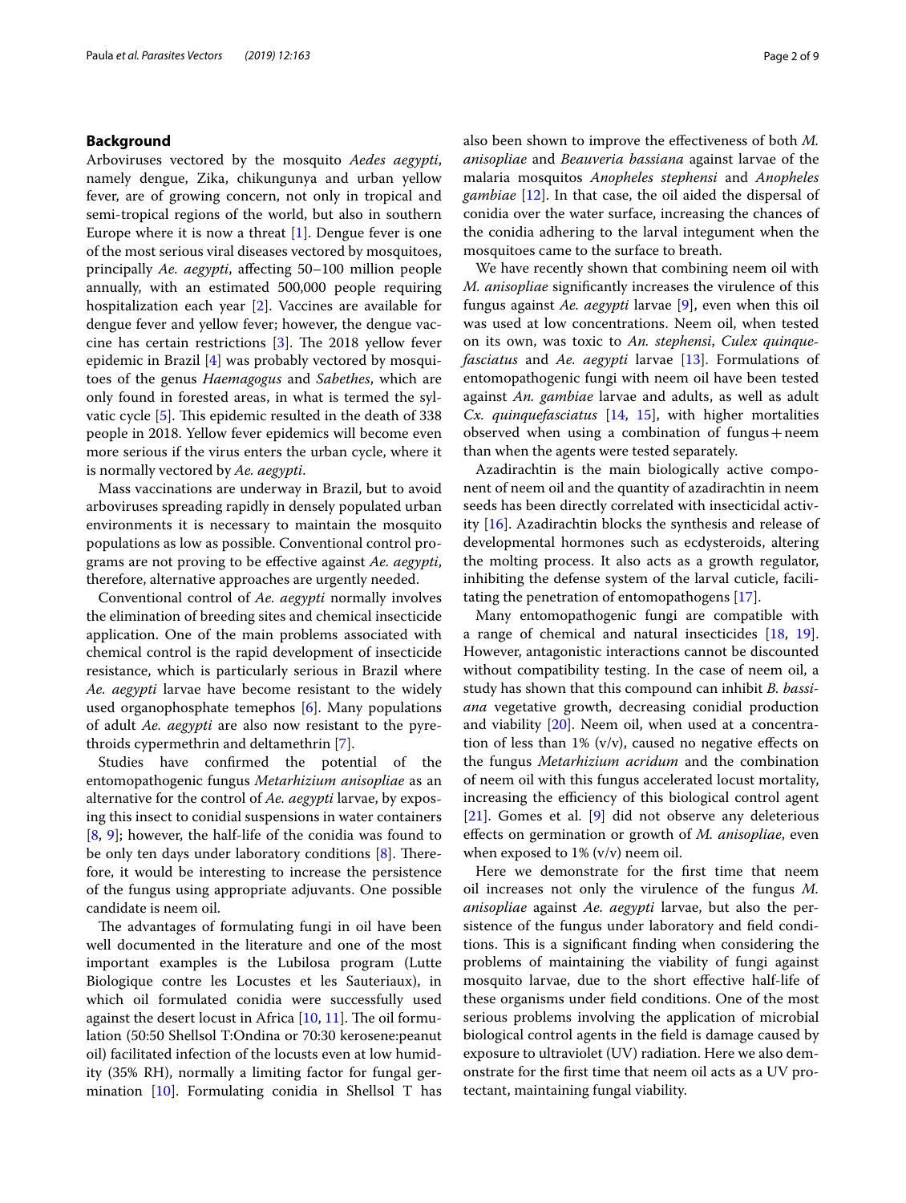## Background

Arboviruses vectored by the mosquito *Aedes aegypti*, namely dengue, Zika, chikungunya and urban yellow fever, are of growing concern, not only in tropical and semi-tropical regions of the world, but also in southern Europe where it is now a threat [1]. Dengue fever is one of the most serious viral diseases vectored by mosquitoes, principally *Ae. aegypti*, affecting 50–100 million people annually, with an estimated 500,000 people requiring hospitalization each year [2]. Vaccines are available for dengue fever and yellow fever; however, the dengue vaccine has certain restrictions [3]. The 2018 yellow fever epidemic in Brazil [4] was probably vectored by mosquitoes of the genus *Haemagogus* and *Sabethes*, which are only found in forested areas, in what is termed the sylvatic cycle [5]. This epidemic resulted in the death of 338 people in 2018. Yellow fever epidemics will become even more serious if the virus enters the urban cycle, where it is normally vectored by *Ae. aegypti*.

Mass vaccinations are underway in Brazil, but to avoid arboviruses spreading rapidly in densely populated urban environments it is necessary to maintain the mosquito populations as low as possible. Conventional control programs are not proving to be effective against *Ae. aegypti*, therefore, alternative approaches are urgently needed.

Conventional control of *Ae. aegypti* normally involves the elimination of breeding sites and chemical insecticide application. One of the main problems associated with chemical control is the rapid development of insecticide resistance, which is particularly serious in Brazil where *Ae. aegypti* larvae have become resistant to the widely used organophosphate temephos [6]. Many populations of adult *Ae. aegypti* are also now resistant to the pyrethroids cypermethrin and deltamethrin [7].

Studies have confirmed the potential of the entomopathogenic fungus *Metarhizium anisopliae* as an alternative for the control of *Ae. aegypti* larvae, by exposing this insect to conidial suspensions in water containers [8, 9]; however, the half-life of the conidia was found to be only ten days under laboratory conditions [8]. Therefore, it would be interesting to increase the persistence of the fungus using appropriate adjuvants. One possible candidate is neem oil.

The advantages of formulating fungi in oil have been well documented in the literature and one of the most important examples is the Lubilosa program (Lutte Biologique contre les Locustes et les Sauteriaux), in which oil formulated conidia were successfully used against the desert locust in Africa [10, 11]. The oil formulation (50:50 Shellsol T:Ondina or 70:30 kerosene:peanut oil) facilitated infection of the locusts even at low humidity (35% RH), normally a limiting factor for fungal germination [10]. Formulating conidia in Shellsol T has also been shown to improve the effectiveness of both *M. anisopliae* and *Beauveria bassiana* against larvae of the malaria mosquitos *Anopheles stephensi* and *Anopheles gambiae* [12]. In that case, the oil aided the dispersal of conidia over the water surface, increasing the chances of the conidia adhering to the larval integument when the mosquitoes came to the surface to breath.

We have recently shown that combining neem oil with *M. anisopliae* significantly increases the virulence of this fungus against *Ae. aegypti* larvae [9], even when this oil was used at low concentrations. Neem oil, when tested on its own, was toxic to *An. stephensi*, *Culex quinquefasciatus* and *Ae. aegypti* larvae [13]. Formulations of entomopathogenic fungi with neem oil have been tested against *An. gambiae* larvae and adults, as well as adult *Cx. quinquefasciatus* [14, 15], with higher mortalities observed when using a combination of fungus + neem than when the agents were tested separately.

Azadirachtin is the main biologically active component of neem oil and the quantity of azadirachtin in neem seeds has been directly correlated with insecticidal activity [16]. Azadirachtin blocks the synthesis and release of developmental hormones such as ecdysteroids, altering the molting process. It also acts as a growth regulator, inhibiting the defense system of the larval cuticle, facilitating the penetration of entomopathogens [17].

Many entomopathogenic fungi are compatible with a range of chemical and natural insecticides [18, 19]. However, antagonistic interactions cannot be discounted without compatibility testing. In the case of neem oil, a study has shown that this compound can inhibit *B. bassiana* vegetative growth, decreasing conidial production and viability [20]. Neem oil, when used at a concentration of less than 1% (v/v), caused no negative effects on the fungus *Metarhizium acridum* and the combination of neem oil with this fungus accelerated locust mortality, increasing the efficiency of this biological control agent [21]. Gomes et al. [9] did not observe any deleterious effects on germination or growth of *M. anisopliae*, even when exposed to 1% (v/v) neem oil.

Here we demonstrate for the first time that neem oil increases not only the virulence of the fungus *M. anisopliae* against *Ae. aegypti* larvae, but also the persistence of the fungus under laboratory and field conditions. This is a significant finding when considering the problems of maintaining the viability of fungi against mosquito larvae, due to the short effective half-life of these organisms under field conditions. One of the most serious problems involving the application of microbial biological control agents in the field is damage caused by exposure to ultraviolet (UV) radiation. Here we also demonstrate for the first time that neem oil acts as a UV protectant, maintaining fungal viability.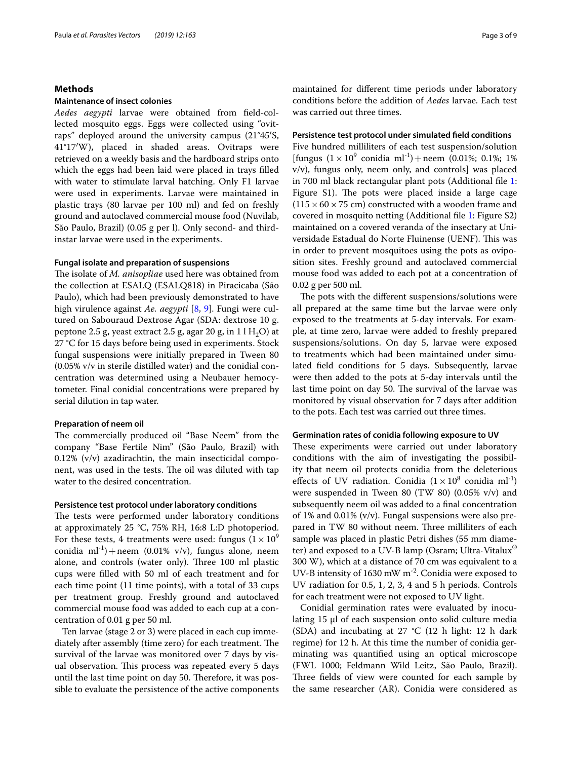## Methods

### Maintenance of insect colonies

*Aedes aegypti* larvae were obtained from field-collected mosquito eggs. Eggs were collected using "ovitraps" deployed around the university campus (21°45′S, 41°17′W), placed in shaded areas. Ovitraps were retrieved on a weekly basis and the hardboard strips onto which the eggs had been laid were placed in trays filled with water to stimulate larval hatching. Only F1 larvae were used in experiments. Larvae were maintained in plastic trays (80 larvae per 100 ml) and fed on freshly ground and autoclaved commercial mouse food (Nuvilab, São Paulo, Brazil) (0.05 g per l). Only second- and third-instar larvae were used in the experiments.

### Fungal isolate and preparation of suspensions

The isolate of *M. anisopliae* used here was obtained from the collection at ESALQ (ESALQ818) in Piracicaba (São Paulo), which had been previously demonstrated to have high virulence against *Ae. aegypti* [8, 9]. Fungi were cultured on Sabouraud Dextrose Agar (SDA: dextrose 10 g. peptone 2.5 g, yeast extract 2.5 g, agar 20 g, in 1 l $H_2O$) at 27 °C for 15 days before being used in experiments. Stock fungal suspensions were initially prepared in Tween 80 (0.05% v/v in sterile distilled water) and the conidial concentration was determined using a Neubauer hemocytometer. Final conidial concentrations were prepared by serial dilution in tap water.

### Preparation of neem oil

The commercially produced oil "Base Neem" from the company "Base Fertile Nim" (São Paulo, Brazil) with 0.12% (v/v) azadirachtin, the main insecticidal component, was used in the tests. The oil was diluted with tap water to the desired concentration.

### Persistence test protocol under laboratory conditions

The tests were performed under laboratory conditions at approximately 25 °C, 75% RH, 16:8 L:D photoperiod. For these tests, 4 treatments were used: fungus ($1 \times 10^9$ conidia $ml^{-1}$) + neem (0.01% v/v), fungus alone, neem alone, and controls (water only). Three 100 ml plastic cups were filled with 50 ml of each treatment and for each time point (11 time points), with a total of 33 cups per treatment group. Freshly ground and autoclaved commercial mouse food was added to each cup at a concentration of 0.01 g per 50 ml.

Ten larvae (stage 2 or 3) were placed in each cup immediately after assembly (time zero) for each treatment. The survival of the larvae was monitored over 7 days by visual observation. This process was repeated every 5 days until the last time point on day 50. Therefore, it was possible to evaluate the persistence of the active components maintained for different time periods under laboratory conditions before the addition of *Aedes* larvae. Each test was carried out three times.

### Persistence test protocol under simulated field conditions

Five hundred milliliters of each test suspension/solution [fungus ($1 \times 10^9$ conidia $ml^{-1}$) + neem (0.01%; 0.1%; 1% v/v), fungus only, neem only, and controls] was placed in 700 ml black rectangular plant pots (Additional file 1: Figure S1). The pots were placed inside a large cage (115 × 60 × 75 cm) constructed with a wooden frame and covered in mosquito netting (Additional file 1: Figure S2) maintained on a covered veranda of the insectary at Universidade Estadual do Norte Fluinense (UENF). This was in order to prevent mosquitoes using the pots as oviposition sites. Freshly ground and autoclaved commercial mouse food was added to each pot at a concentration of 0.02 g per 500 ml.

The pots with the different suspensions/solutions were all prepared at the same time but the larvae were only exposed to the treatments at 5-day intervals. For example, at time zero, larvae were added to freshly prepared suspensions/solutions. On day 5, larvae were exposed to treatments which had been maintained under simulated field conditions for 5 days. Subsequently, larvae were then added to the pots at 5-day intervals until the last time point on day 50. The survival of the larvae was monitored by visual observation for 7 days after addition to the pots. Each test was carried out three times.

### Germination rates of conidia following exposure to UV

These experiments were carried out under laboratory conditions with the aim of investigating the possibility that neem oil protects conidia from the deleterious effects of UV radiation. Conidia ($1 \times 10^8$ conidia $ml^{-1}$) were suspended in Tween 80 (TW 80) (0.05% v/v) and subsequently neem oil was added to a final concentration of 1% and 0.01% (v/v). Fungal suspensions were also prepared in TW 80 without neem. Three milliliters of each sample was placed in plastic Petri dishes (55 mm diameter) and exposed to a UV-B lamp (Osram; Ultra-Vitalux® 300 W), which at a distance of 70 cm was equivalent to a UV-B intensity of 1630 mW $m^{-2}$. Conidia were exposed to UV radiation for 0.5, 1, 2, 3, 4 and 5 h periods. Controls for each treatment were not exposed to UV light.

Conidial germination rates were evaluated by inoculating 15 µl of each suspension onto solid culture media (SDA) and incubating at 27 °C (12 h light: 12 h dark regime) for 12 h. At this time the number of conidia germinating was quantified using an optical microscope (FWL 1000; Feldmann Wild Leitz, São Paulo, Brazil). Three fields of view were counted for each sample by the same researcher (AR). Conidia were considered as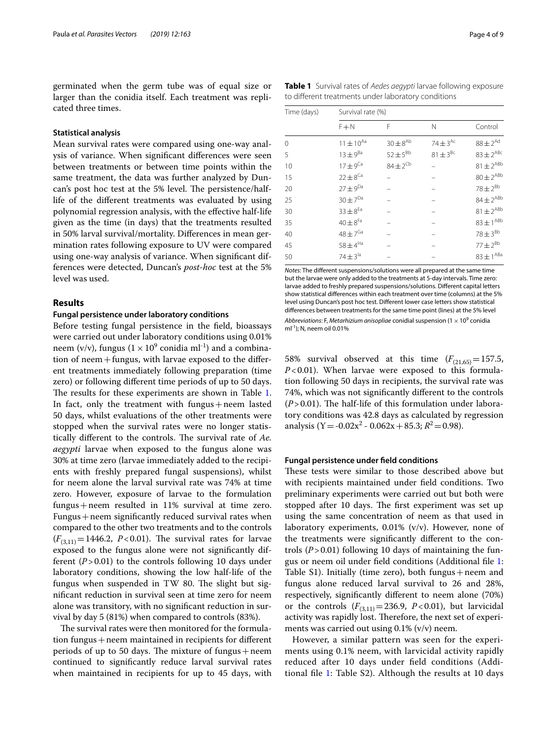germinated when the germ tube was of equal size or larger than the conidia itself. Each treatment was replicated three times.

### Statistical analysis

Mean survival rates were compared using one-way analysis of variance. When significant differences were seen between treatments or between time points within the same treatment, the data was further analyzed by Duncan's post hoc test at the 5% level. The persistence/half-life of the different treatments was evaluated by using polynomial regression analysis, with the effective half-life given as the time (in days) that the treatments resulted in 50% larval survival/mortality. Differences in mean germination rates following exposure to UV were compared using one-way analysis of variance. When significant differences were detected, Duncan's *post-hoc* test at the 5% level was used.

## Results

### Fungal persistence under laboratory conditions

Before testing fungal persistence in the field, bioassays were carried out under laboratory conditions using 0.01% neem (v/v), fungus ($1 \times 10^9$ conidia ml$^{-1}$) and a combination of neem + fungus, with larvae exposed to the different treatments immediately following preparation (time zero) or following different time periods of up to 50 days. The results for these experiments are shown in Table 1. In fact, only the treatment with fungus + neem lasted 50 days, whilst evaluations of the other treatments were stopped when the survival rates were no longer statistically different to the controls. The survival rate of *Ae. aegypti* larvae when exposed to the fungus alone was 30% at time zero (larvae immediately added to the recipients with freshly prepared fungal suspensions), whilst for neem alone the larval survival rate was 74% at time zero. However, exposure of larvae to the formulation fungus + neem resulted in 11% survival at time zero. Fungus + neem significantly reduced survival rates when compared to the other two treatments and to the controls ($F_{(3,11)} = 1446.2$, $P < 0.01$). The survival rates for larvae exposed to the fungus alone were not significantly different ($P > 0.01$) to the controls following 10 days under laboratory conditions, showing the low half-life of the fungus when suspended in TW 80. The slight but significant reduction in survival seen at time zero for neem alone was transitory, with no significant reduction in survival by day 5 (81%) when compared to controls (83%).

The survival rates were then monitored for the formulation fungus + neem maintained in recipients for different periods of up to 50 days. The mixture of fungus + neem continued to significantly reduce larval survival rates when maintained in recipients for up to 45 days, with 58% survival observed at this time ($F_{(21,65)} = 157.5$, $P < 0.01$). When larvae were exposed to this formulation following 50 days in recipients, the survival rate was 74%, which was not significantly different to the controls ($P > 0.01$). The half-life of this formulation under laboratory conditions was 42.8 days as calculated by regression analysis ($Y = -0.02x^2 - 0.062x + 85.3$; $R^2 = 0.98$).

**Table 1** Survival rates of *Aedes aegypti* larvae following exposure to different treatments under laboratory conditions

| Time (days) | Survival rate (%) | | | |
|---|---|---|---|---|
| | F + N | F | N | Control |
| 0 | $11 \pm 10^{Aa}$ | $30 \pm 8^{Ab}$ | $74 \pm 3^{Ac}$ | $88 \pm 2^{Ad}$ |
| 5 | $13 \pm 9^{Ba}$ | $52 \pm 5^{Bb}$ | $81 \pm 3^{Bc}$ | $83 \pm 2^{ABc}$ |
| 10 | $17 \pm 9^{Ca}$ | $84 \pm 2^{Cb}$ | – | $81 \pm 2^{ABb}$ |
| 15 | $22 \pm 8^{Ca}$ | – | – | $80 \pm 2^{ABb}$ |
| 20 | $27 \pm 9^{Da}$ | – | – | $78 \pm 2^{Bb}$ |
| 25 | $30 \pm 7^{Da}$ | – | – | $84 \pm 2^{ABb}$ |
| 30 | $33 \pm 8^{Ea}$ | – | – | $81 \pm 2^{ABb}$ |
| 35 | $40 \pm 8^{Fa}$ | – | – | $83 \pm 1^{ABb}$ |
| 40 | $48 \pm 7^{Ga}$ | – | – | $78 \pm 3^{Bb}$ |
| 45 | $58 \pm 4^{Ha}$ | – | – | $77 \pm 2^{Bb}$ |
| 50 | $74 \pm 3^{Ia}$ | – | – | $83 \pm 1^{ABa}$ |

*Notes*: The different suspensions/solutions were all prepared at the same time but the larvae were only added to the treatments at 5-day intervals. Time zero: larvae added to freshly prepared suspensions/solutions. Different capital letters show statistical differences within each treatment over time (columns) at the 5% level using Duncan's post hoc test. Different lower case letters show statistical differences between treatments for the same time point (lines) at the 5% level

*Abbreviations*: F, *Metarhizium anisopliae* conidial suspension ($1 \times 10^9$ conidia ml$^{-1}$); N, neem oil 0.01%

### Fungal persistence under field conditions

These tests were similar to those described above but with recipients maintained under field conditions. Two preliminary experiments were carried out but both were stopped after 10 days. The first experiment was set up using the same concentration of neem as that used in laboratory experiments, 0.01% (v/v). However, none of the treatments were significantly different to the controls ($P > 0.01$) following 10 days of maintaining the fungus or neem oil under field conditions (Additional file 1: Table S1). Initially (time zero), both fungus + neem and fungus alone reduced larval survival to 26 and 28%, respectively, significantly different to neem alone (70%) or the controls ($F_{(3,11)} = 236.9$, $P < 0.01$), but larvicidal activity was rapidly lost. Therefore, the next set of experiments was carried out using 0.1% (v/v) neem.

However, a similar pattern was seen for the experiments using 0.1% neem, with larvicidal activity rapidly reduced after 10 days under field conditions (Additional file 1: Table S2). Although the results at 10 days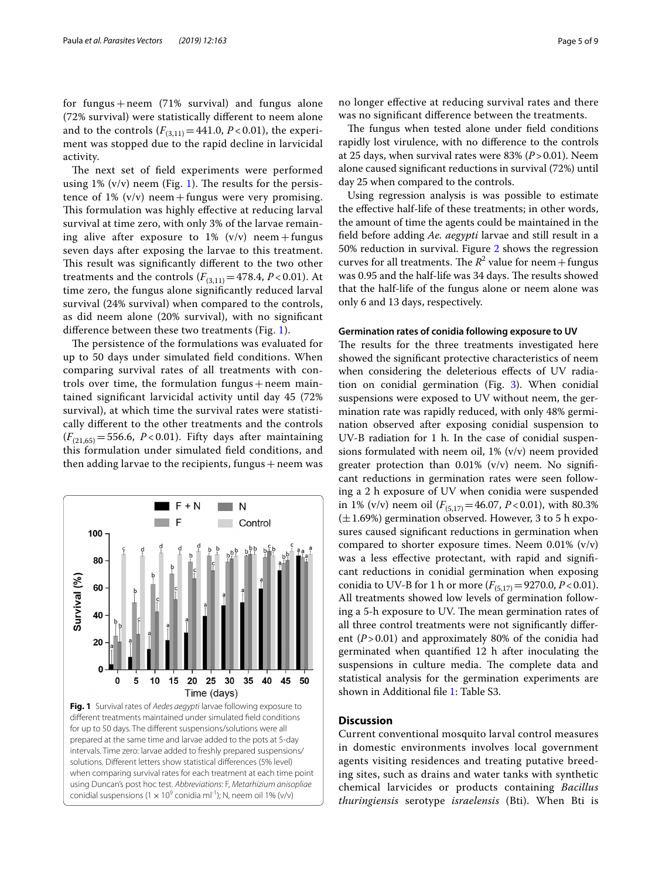for fungus + neem (71% survival) and fungus alone (72% survival) were statistically different to neem alone and to the controls ($F_{(3,11)} = 441.0$, $P < 0.01$), the experiment was stopped due to the rapid decline in larvicidal activity.

The next set of field experiments were performed using 1% (v/v) neem (Fig. 1). The results for the persistence of 1% (v/v) neem + fungus were very promising. This formulation was highly effective at reducing larval survival at time zero, with only 3% of the larvae remaining alive after exposure to 1% (v/v) neem + fungus seven days after exposing the larvae to this treatment. This result was significantly different to the two other treatments and the controls ($F_{(3,11)} = 478.4$, $P < 0.01$). At time zero, the fungus alone significantly reduced larval survival (24% survival) when compared to the controls, as did neem alone (20% survival), with no significant difference between these two treatments (Fig. 1).

The persistence of the formulations was evaluated for up to 50 days under simulated field conditions. When comparing survival rates of all treatments with controls over time, the formulation fungus + neem maintained significant larvicidal activity until day 45 (72% survival), at which time the survival rates were statistically different to the other treatments and the controls ($F_{(21,65)} = 556.6$, $P < 0.01$). Fifty days after maintaining this formulation under simulated field conditions, and then adding larvae to the recipients, fungus + neem was no longer effective at reducing survival rates and there was no significant difference between the treatments.

**Fig. 1** Survival rates of *Aedes aegypti* larvae following exposure to different treatments maintained under simulated field conditions for up to 50 days. The different suspensions/solutions were all prepared at the same time and larvae added to the pots at 5-day intervals. Time zero: larvae added to freshly prepared suspensions/solutions. Different letters show statistical differences (5% level) when comparing survival rates for each treatment at each time point using Duncan's post hoc test. *Abbreviations*: F, *Metarhizium anisopliae* conidial suspensions ($1 \times 10^9$ conidia ml$^{-1}$); N, neem oil 1% (v/v)

The fungus when tested alone under field conditions rapidly lost virulence, with no difference to the controls at 25 days, when survival rates were 83% ($P > 0.01$). Neem alone caused significant reductions in survival (72%) until day 25 when compared to the controls.

Using regression analysis is was possible to estimate the effective half-life of these treatments; in other words, the amount of time the agents could be maintained in the field before adding *Ae. aegypti* larvae and still result in a 50% reduction in survival. Figure 2 shows the regression curves for all treatments. The $R^2$ value for neem + fungus was 0.95 and the half-life was 34 days. The results showed that the half-life of the fungus alone or neem alone was only 6 and 13 days, respectively.

### Germination rates of conidia following exposure to UV

The results for the three treatments investigated here showed the significant protective characteristics of neem when considering the deleterious effects of UV radiation on conidial germination (Fig. 3). When conidial suspensions were exposed to UV without neem, the germination rate was rapidly reduced, with only 48% germination observed after exposing conidial suspension to UV-B radiation for 1 h. In the case of conidial suspensions formulated with neem oil, 1% (v/v) neem provided greater protection than 0.01% (v/v) neem. No significant reductions in germination rates were seen following a 2 h exposure of UV when conidia were suspended in 1% (v/v) neem oil ($F_{(5,17)} = 46.07$, $P < 0.01$), with 80.3% (± 1.69%) germination observed. However, 3 to 5 h exposures caused significant reductions in germination when compared to shorter exposure times. Neem 0.01% (v/v) was a less effective protectant, with rapid and significant reductions in conidial germination when exposing conidia to UV-B for 1 h or more ($F_{(5,17)} = 9270.0$, $P < 0.01$). All treatments showed low levels of germination following a 5-h exposure to UV. The mean germination rates of all three control treatments were not significantly different ($P > 0.01$) and approximately 80% of the conidia had germinated when quantified 12 h after inoculating the suspensions in culture media. The complete data and statistical analysis for the germination experiments are shown in Additional file 1: Table S3.

## Discussion

Current conventional mosquito larval control measures in domestic environments involves local government agents visiting residences and treating putative breeding sites, such as drains and water tanks with synthetic chemical larvicides or products containing *Bacillus thuringiensis* serotype *israelensis* (Bti). When Bti is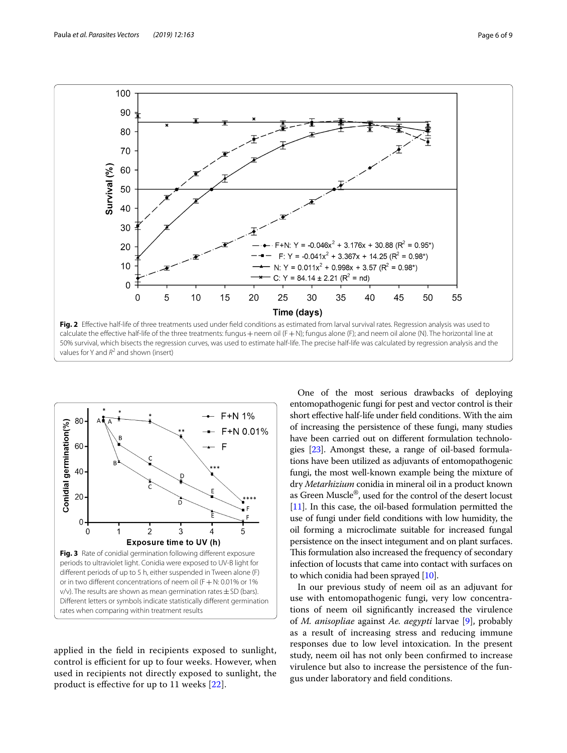**Fig. 2** Effective half-life of three treatments used under field conditions as estimated from larval survival rates. Regression analysis was used to calculate the effective half-life of the three treatments: fungus + neem oil (F + N); fungus alone (F); and neem oil alone (N). The horizontal line at 50% survival, which bisects the regression curves, was used to estimate half-life. The precise half-life was calculated by regression analysis and the values for Y and $R^2$ and shown (insert)

**Fig. 3** Rate of conidial germination following different exposure periods to ultraviolet light. Conidia were exposed to UV-B light for different periods of up to 5 h, either suspended in Tween alone (F) or in two different concentrations of neem oil (F + N: 0.01% or 1% v/v). The results are shown as mean germination rates ± SD (bars). Different letters or symbols indicate statistically different germination rates when comparing within treatment results

applied in the field in recipients exposed to sunlight, control is efficient for up to four weeks. However, when used in recipients not directly exposed to sunlight, the product is effective for up to 11 weeks [22].

One of the most serious drawbacks of deploying entomopathogenic fungi for pest and vector control is their short effective half-life under field conditions. With the aim of increasing the persistence of these fungi, many studies have been carried out on different formulation technologies [23]. Amongst these, a range of oil-based formulations have been utilized as adjuvants of entomopathogenic fungi, the most well-known example being the mixture of dry *Metarhizium* conidia in mineral oil in a product known as Green Muscle®, used for the control of the desert locust [11]. In this case, the oil-based formulation permitted the use of fungi under field conditions with low humidity, the oil forming a microclimate suitable for increased fungal persistence on the insect integument and on plant surfaces. This formulation also increased the frequency of secondary infection of locusts that came into contact with surfaces on to which conidia had been sprayed [10].

In our previous study of neem oil as an adjuvant for use with entomopathogenic fungi, very low concentrations of neem oil significantly increased the virulence of *M. anisopliae* against *Ae. aegypti* larvae [9], probably as a result of increasing stress and reducing immune responses due to low level intoxication. In the present study, neem oil has not only been confirmed to increase virulence but also to increase the persistence of the fungus under laboratory and field conditions.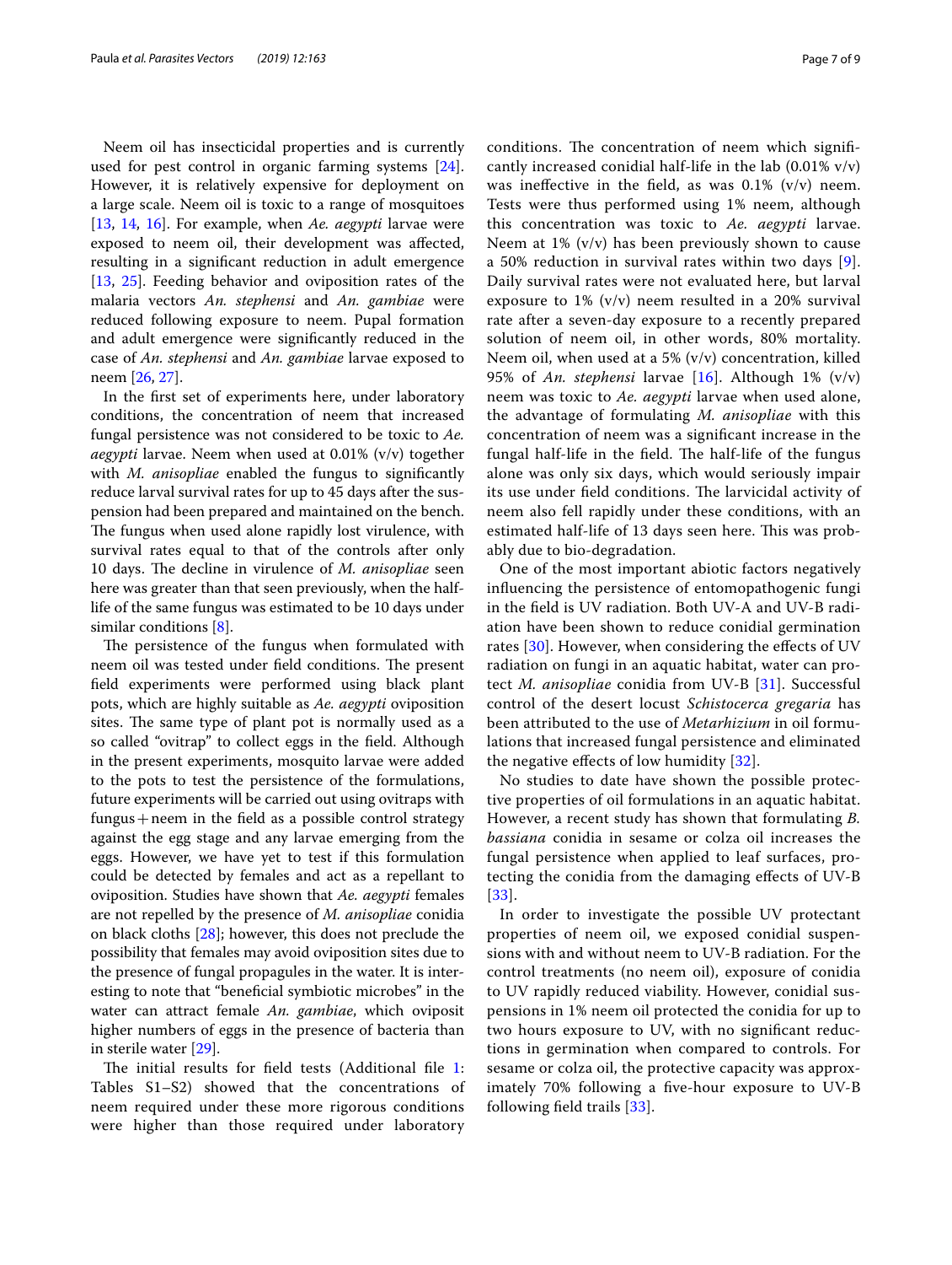Neem oil has insecticidal properties and is currently used for pest control in organic farming systems [24]. However, it is relatively expensive for deployment on a large scale. Neem oil is toxic to a range of mosquitoes [13, 14, 16]. For example, when *Ae. aegypti* larvae were exposed to neem oil, their development was affected, resulting in a significant reduction in adult emergence [13, 25]. Feeding behavior and oviposition rates of the malaria vectors *An. stephensi* and *An. gambiae* were reduced following exposure to neem. Pupal formation and adult emergence were significantly reduced in the case of *An. stephensi* and *An. gambiae* larvae exposed to neem [26, 27].

In the first set of experiments here, under laboratory conditions, the concentration of neem that increased fungal persistence was not considered to be toxic to *Ae. aegypti* larvae. Neem when used at 0.01% (v/v) together with *M. anisopliae* enabled the fungus to significantly reduce larval survival rates for up to 45 days after the suspension had been prepared and maintained on the bench. The fungus when used alone rapidly lost virulence, with survival rates equal to that of the controls after only 10 days. The decline in virulence of *M. anisopliae* seen here was greater than that seen previously, when the half-life of the same fungus was estimated to be 10 days under similar conditions [8].

The persistence of the fungus when formulated with neem oil was tested under field conditions. The present field experiments were performed using black plant pots, which are highly suitable as *Ae. aegypti* oviposition sites. The same type of plant pot is normally used as a so called "ovitrap" to collect eggs in the field. Although in the present experiments, mosquito larvae were added to the pots to test the persistence of the formulations, future experiments will be carried out using ovitraps with fungus + neem in the field as a possible control strategy against the egg stage and any larvae emerging from the eggs. However, we have yet to test if this formulation could be detected by females and act as a repellant to oviposition. Studies have shown that *Ae. aegypti* females are not repelled by the presence of *M. anisopliae* conidia on black cloths [28]; however, this does not preclude the possibility that females may avoid oviposition sites due to the presence of fungal propagules in the water. It is interesting to note that "beneficial symbiotic microbes" in the water can attract female *An. gambiae*, which oviposit higher numbers of eggs in the presence of bacteria than in sterile water [29].

The initial results for field tests (Additional file 1: Tables S1–S2) showed that the concentrations of neem required under these more rigorous conditions were higher than those required under laboratory conditions. The concentration of neem which significantly increased conidial half-life in the lab (0.01% v/v) was ineffective in the field, as was 0.1% (v/v) neem. Tests were thus performed using 1% neem, although this concentration was toxic to *Ae. aegypti* larvae. Neem at 1% (v/v) has been previously shown to cause a 50% reduction in survival rates within two days [9]. Daily survival rates were not evaluated here, but larval exposure to 1% (v/v) neem resulted in a 20% survival rate after a seven-day exposure to a recently prepared solution of neem oil, in other words, 80% mortality. Neem oil, when used at a 5% (v/v) concentration, killed 95% of *An. stephensi* larvae [16]. Although 1% (v/v) neem was toxic to *Ae. aegypti* larvae when used alone, the advantage of formulating *M. anisopliae* with this concentration of neem was a significant increase in the fungal half-life in the field. The half-life of the fungus alone was only six days, which would seriously impair its use under field conditions. The larvicidal activity of neem also fell rapidly under these conditions, with an estimated half-life of 13 days seen here. This was probably due to bio-degradation.

One of the most important abiotic factors negatively influencing the persistence of entomopathogenic fungi in the field is UV radiation. Both UV-A and UV-B radiation have been shown to reduce conidial germination rates [30]. However, when considering the effects of UV radiation on fungi in an aquatic habitat, water can protect *M. anisopliae* conidia from UV-B [31]. Successful control of the desert locust *Schistocerca gregaria* has been attributed to the use of *Metarhizium* in oil formulations that increased fungal persistence and eliminated the negative effects of low humidity [32].

No studies to date have shown the possible protective properties of oil formulations in an aquatic habitat. However, a recent study has shown that formulating *B. bassiana* conidia in sesame or colza oil increases the fungal persistence when applied to leaf surfaces, protecting the conidia from the damaging effects of UV-B [33].

In order to investigate the possible UV protectant properties of neem oil, we exposed conidial suspensions with and without neem to UV-B radiation. For the control treatments (no neem oil), exposure of conidia to UV rapidly reduced viability. However, conidial suspensions in 1% neem oil protected the conidia for up to two hours exposure to UV, with no significant reductions in germination when compared to controls. For sesame or colza oil, the protective capacity was approximately 70% following a five-hour exposure to UV-B following field trails [33].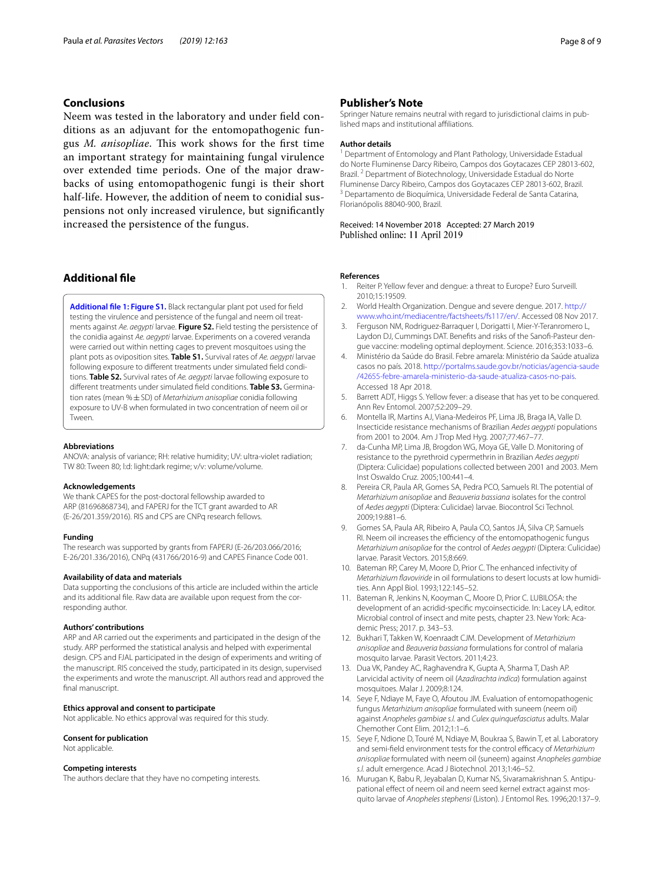## Conclusions

Neem was tested in the laboratory and under field conditions as an adjuvant for the entomopathogenic fungus *M. anisopliae*. This work shows for the first time an important strategy for maintaining fungal virulence over extended time periods. One of the major drawbacks of using entomopathogenic fungi is their short half-life. However, the addition of neem to conidial suspensions not only increased virulence, but significantly increased the persistence of the fungus.

## Additional file

**Additional file 1: Figure S1.** Black rectangular plant pot used for field testing the virulence and persistence of the fungal and neem oil treatments against *Ae. aegypti* larvae. **Figure S2.** Field testing the persistence of the conidia against *Ae. aegypti* larvae. Experiments on a covered veranda were carried out within netting cages to prevent mosquitoes using the plant pots as oviposition sites. **Table S1.** Survival rates of *Ae. aegypti* larvae following exposure to different treatments under simulated field conditions. **Table S2.** Survival rates of *Ae. aegypti* larvae following exposure to different treatments under simulated field conditions. **Table S3.** Germination rates (mean % ± SD) of *Metarhizium anisopliae* conidia following exposure to UV-B when formulated in two concentration of neem oil or Tween.

### Abbreviations

ANOVA: analysis of variance; RH: relative humidity; UV: ultra-violet radiation; TW 80: Tween 80; l:d: light:dark regime; v/v: volume/volume.

### Acknowledgements

We thank CAPES for the post-doctoral fellowship awarded to ARP (81696868734), and FAPERJ for the TCT grant awarded to AR (E-26/201.359/2016). RIS and CPS are CNPq research fellows.

### Funding

The research was supported by grants from FAPERJ (E-26/203.066/2016; E-26/201.336/2016), CNPq (431766/2016-9) and CAPES Finance Code 001.

### Availability of data and materials

Data supporting the conclusions of this article are included within the article and its additional file. Raw data are available upon request from the corresponding author.

### Authors' contributions

ARP and AR carried out the experiments and participated in the design of the study. ARP performed the statistical analysis and helped with experimental design. CPS and FJAL participated in the design of experiments and writing of the manuscript. RIS conceived the study, participated in its design, supervised the experiments and wrote the manuscript. All authors read and approved the final manuscript.

### Ethics approval and consent to participate

Not applicable. No ethics approval was required for this study.

### Consent for publication

Not applicable.

### Competing interests

The authors declare that they have no competing interests.

## Publisher's Note

Springer Nature remains neutral with regard to jurisdictional claims in published maps and institutional affiliations.

### Author details

[1] Department of Entomology and Plant Pathology, Universidade Estadual do Norte Fluminense Darcy Ribeiro, Campos dos Goytacazes CEP 28013-602, Brazil. [2] Department of Biotechnology, Universidade Estadual do Norte Fluminense Darcy Ribeiro, Campos dos Goytacazes CEP 28013-602, Brazil. [3] Departamento de Bioquímica, Universidade Federal de Santa Catarina, Florianópolis 88040-900, Brazil.

Received: 14 November 2018 Accepted: 27 March 2019
Published online: 11 April 2019

### References

1. Reiter P. Yellow fever and dengue: a threat to Europe? Euro Surveill. 2010;15:19509.
2. World Health Organization. Dengue and severe dengue. 2017. http://www.who.int/mediacentre/factsheets/fs117/en/. Accessed 08 Nov 2017.
3. Ferguson NM, Rodriguez-Barraquer I, Dorigatti I, Mier-Y-Teranromero L, Laydon DJ, Cummings DAT. Benefits and risks of the Sanofi-Pasteur dengue vaccine: modeling optimal deployment. Science. 2016;353:1033–6.
4. Ministério da Saúde do Brasil. Febre amarela: Ministério da Saúde atualiza casos no país. 2018. http://portalms.saude.gov.br/noticias/agencia-saude/42655-febre-amarela-ministerio-da-saude-atualiza-casos-no-pais. Accessed 18 Apr 2018.
5. Barrett ADT, Higgs S. Yellow fever: a disease that has yet to be conquered. Ann Rev Entomol. 2007;52:209–29.
6. Montella IR, Martins AJ, Viana-Medeiros PF, Lima JB, Braga IA, Valle D. Insecticide resistance mechanisms of Brazilian *Aedes aegypti* populations from 2001 to 2004. Am J Trop Med Hyg. 2007;77:467–77.
7. da-Cunha MP, Lima JB, Brogdon WG, Moya GE, Valle D. Monitoring of resistance to the pyrethroid cypermethrin in Brazilian *Aedes aegypti* (Diptera: Culicidae) populations collected between 2001 and 2003. Mem Inst Oswaldo Cruz. 2005;100:441–4.
8. Pereira CR, Paula AR, Gomes SA, Pedra PCO, Samuels RI. The potential of *Metarhizium anisopliae* and *Beauveria bassiana* isolates for the control of *Aedes aegypti* (Diptera: Culicidae) larvae. Biocontrol Sci Technol. 2009;19:881–6.
9. Gomes SA, Paula AR, Ribeiro A, Paula CO, Santos JÁ, Silva CP, Samuels RI. Neem oil increases the efficiency of the entomopathogenic fungus *Metarhizium anisopliae* for the control of *Aedes aegypti* (Diptera: Culicidae) larvae. Parasit Vectors. 2015;8:669.
10. Bateman RP, Carey M, Moore D, Prior C. The enhanced infectivity of *Metarhizium flavoviride* in oil formulations to desert locusts at low humidities. Ann Appl Biol. 1993;122:145–52.
11. Bateman R, Jenkins N, Kooyman C, Moore D, Prior C. LUBILOSA: the development of an acridid-specific mycoinsecticide. In: Lacey LA, editor. Microbial control of insect and mite pests, chapter 23. New York: Academic Press; 2017. p. 343–53.
12. Bukhari T, Takken W, Koenraadt CJM. Development of *Metarhizium anisopliae* and *Beauveria bassiana* formulations for control of malaria mosquito larvae. Parasit Vectors. 2011;4:23.
13. Dua VK, Pandey AC, Raghavendra K, Gupta A, Sharma T, Dash AP. Larvicidal activity of neem oil (*Azadirachta indica*) formulation against mosquitoes. Malar J. 2009;8:124.
14. Seye F, Ndiaye M, Faye O, Afoutou JM. Evaluation of entomopathogenic fungus *Metarhizium anisopliae* formulated with suneem (neem oil) against *Anopheles gambiae s.l.* and *Culex quinquefasciatus* adults. Malar Chemother Cont Elim. 2012;1:1–6.
15. Seye F, Ndione D, Touré M, Ndiaye M, Boukraa S, Bawin T, et al. Laboratory and semi-field environment tests for the control efficacy of *Metarhizium anisopliae* formulated with neem oil (suneem) against *Anopheles gambiae s.l.* adult emergence. Acad J Biotechnol. 2013;1:46–52.
16. Murugan K, Babu R, Jeyabalan D, Kumar NS, Sivaramakrishnan S. Antipupational effect of neem oil and neem seed kernel extract against mosquito larvae of *Anopheles stephensi* (Liston). J Entomol Res. 1996;20:137–9.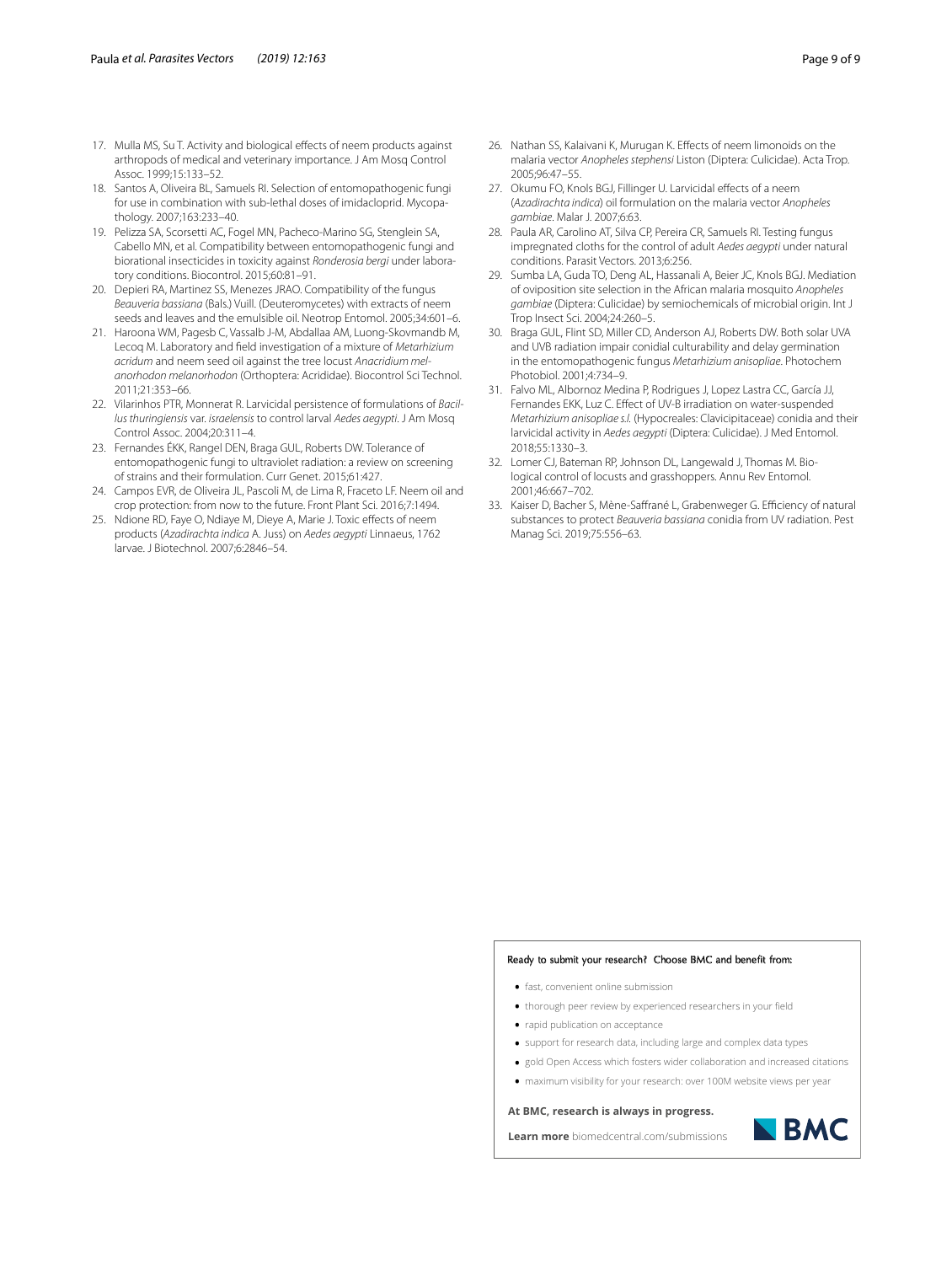17. Mulla MS, Su T. Activity and biological effects of neem products against arthropods of medical and veterinary importance. J Am Mosq Control Assoc. 1999;15:133–52.
18. Santos A, Oliveira BL, Samuels RI. Selection of entomopathogenic fungi for use in combination with sub-lethal doses of imidacloprid. Mycopathology. 2007;163:233–40.
19. Pelizza SA, Scorsetti AC, Fogel MN, Pacheco-Marino SG, Stenglein SA, Cabello MN, et al. Compatibility between entomopathogenic fungi and biorational insecticides in toxicity against *Ronderosia bergi* under laboratory conditions. Biocontrol. 2015;60:81–91.
20. Depieri RA, Martinez SS, Menezes JRAO. Compatibility of the fungus *Beauveria bassiana* (Bals.) Vuill. (Deuteromycetes) with extracts of neem seeds and leaves and the emulsible oil. Neotrop Entomol. 2005;34:601–6.
21. Haroona WM, Pagesb C, Vassalb J-M, Abdallaa AM, Luong-Skovmandb M, Lecoq M. Laboratory and field investigation of a mixture of *Metarhizium acridum* and neem seed oil against the tree locust *Anacridium melanorhodon melanorhodon* (Orthoptera: Acrididae). Biocontrol Sci Technol. 2011;21:353–66.
22. Vilarinhos PTR, Monnerat R. Larvicidal persistence of formulations of *Bacillus thuringiensis* var. *israelensis* to control larval *Aedes aegypti*. J Am Mosq Control Assoc. 2004;20:311–4.
23. Fernandes ÉKK, Rangel DEN, Braga GUL, Roberts DW. Tolerance of entomopathogenic fungi to ultraviolet radiation: a review on screening of strains and their formulation. Curr Genet. 2015;61:427.
24. Campos EVR, de Oliveira JL, Pascoli M, de Lima R, Fraceto LF. Neem oil and crop protection: from now to the future. Front Plant Sci. 2016;7:1494.
25. Ndione RD, Faye O, Ndiaye M, Dieye A, Marie J. Toxic effects of neem products (*Azadirachta indica* A. Juss) on *Aedes aegypti* Linnaeus, 1762 larvae. J Biotechnol. 2007;6:2846–54.
26. Nathan SS, Kalaivani K, Murugan K. Effects of neem limonoids on the malaria vector *Anopheles stephensi* Liston (Diptera: Culicidae). Acta Trop. 2005;96:47–55.
27. Okumu FO, Knols BGJ, Fillinger U. Larvicidal effects of a neem (*Azadirachta indica*) oil formulation on the malaria vector *Anopheles gambiae*. Malar J. 2007;6:63.
28. Paula AR, Carolino AT, Silva CP, Pereira CR, Samuels RI. Testing fungus impregnated cloths for the control of adult *Aedes aegypti* under natural conditions. Parasit Vectors. 2013;6:256.
29. Sumba LA, Guda TO, Deng AL, Hassanali A, Beier JC, Knols BGJ. Mediation of oviposition site selection in the African malaria mosquito *Anopheles gambiae* (Diptera: Culicidae) by semiochemicals of microbial origin. Int J Trop Insect Sci. 2004;24:260–5.
30. Braga GUL, Flint SD, Miller CD, Anderson AJ, Roberts DW. Both solar UVA and UVB radiation impair conidial culturability and delay germination in the entomopathogenic fungus *Metarhizium anisopliae*. Photochem Photobiol. 2001;4:734–9.
31. Falvo ML, Albornoz Medina P, Rodrigues J, Lopez Lastra CC, García JJ, Fernandes EKK, Luz C. Effect of UV-B irradiation on water-suspended *Metarhizium anisopliae s.l.* (Hypocreales: Clavicipitaceae) conidia and their larvicidal activity in *Aedes aegypti* (Diptera: Culicidae). J Med Entomol. 2018;55:1330–3.
32. Lomer CJ, Bateman RP, Johnson DL, Langewald J, Thomas M. Biological control of locusts and grasshoppers. Annu Rev Entomol. 2001;46:667–702.
33. Kaiser D, Bacher S, Mène-Saffrané L, Grabenweger G. Efficiency of natural substances to protect *Beauveria bassiana* conidia from UV radiation. Pest Manag Sci. 2019;75:556–63.

Ready to submit your research? Choose BMC and benefit from:

- fast, convenient online submission
- thorough peer review by experienced researchers in your field
- rapid publication on acceptance
- support for research data, including large and complex data types
- gold Open Access which fosters wider collaboration and increased citations
- maximum visibility for your research: over 100M website views per year

**At BMC, research is always in progress.**

**Learn more** biomedcentral.com/submissions

BMC